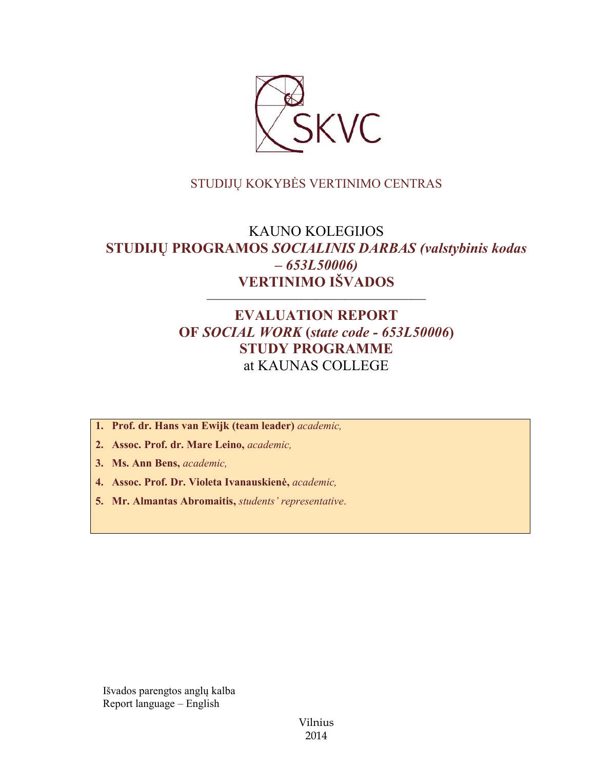SKVC

STUDIJŲ KOKYBĖS VERTINIMO CENTRAS

# KAUNO KOLEGIJOS
# STUDIJŲ PROGRAMOS *SOCIALINIS DARBAS (valstybinis kodas – 653L50006)*
# VERTINIMO IŠVADOS

---

# EVALUATION REPORT
# OF *SOCIAL WORK* (*state code - 653L50006*)
# STUDY PROGRAMME
at KAUNAS COLLEGE

1. **Prof. dr. Hans van Ewijk (team leader)** *academic,*
2. **Assoc. Prof. dr. Mare Leino,** *academic,*
3. **Ms. Ann Bens,** *academic,*
4. **Assoc. Prof. Dr. Violeta Ivanauskienė,** *academic,*
5. **Mr. Almantas Abromaitis,** *students' representative*.

Išvados parengtos anglų kalba
Report language – English

Vilnius
2014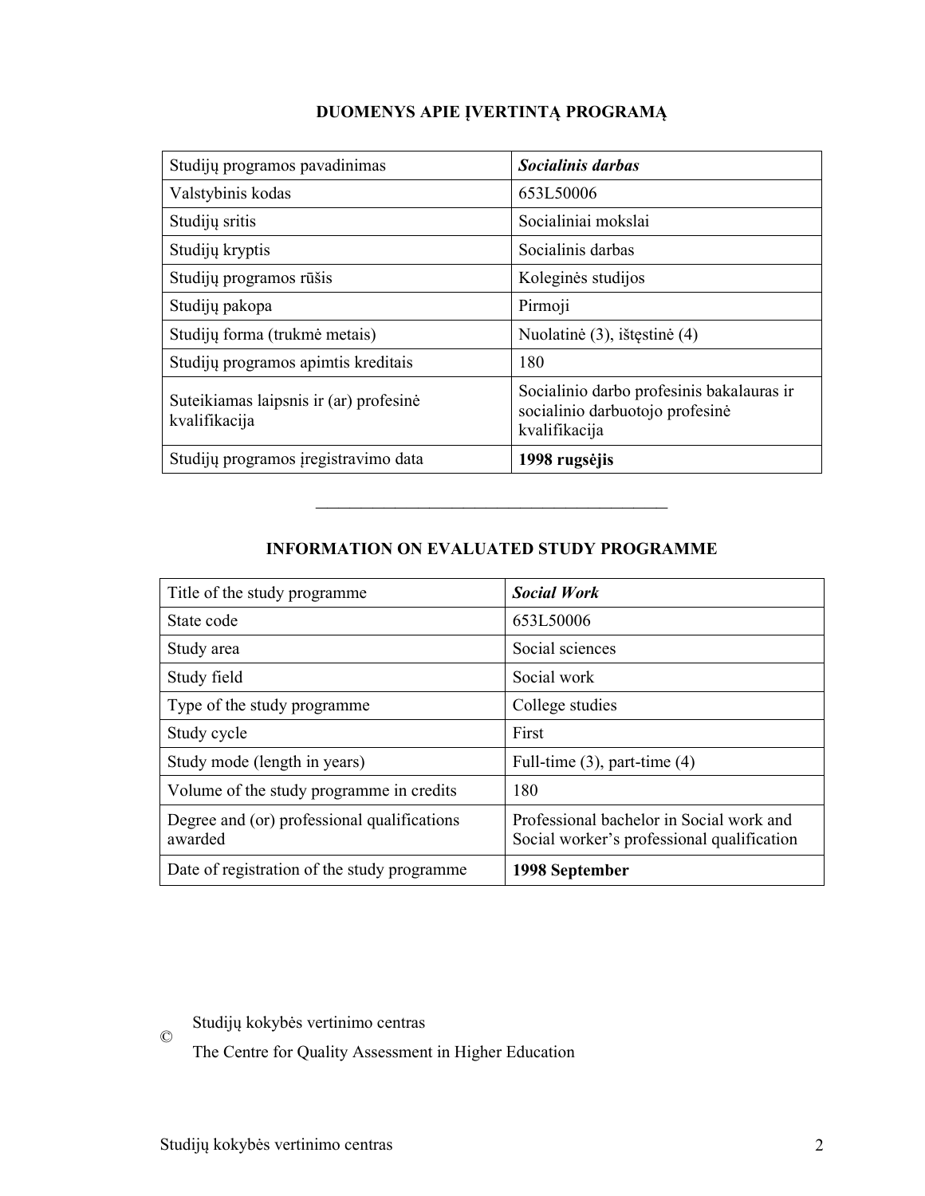## DUOMENYS APIE ĮVERTINTĄ PROGRAMĄ

| | |
|---|---|
| Studijų programos pavadinimas | ***Socialinis darbas*** |
| Valstybinis kodas | 653L50006 |
| Studijų sritis | Socialiniai mokslai |
| Studijų kryptis | Socialinis darbas |
| Studijų programos rūšis | Koleginės studijos |
| Studijų pakopa | Pirmoji |
| Studijų forma (trukmė metais) | Nuolatinė (3), ištęstinė (4) |
| Studijų programos apimtis kreditais | 180 |
| Suteikiamas laipsnis ir (ar) profesinė kvalifikacija | Socialinio darbo profesinis bakalauras ir socialinio darbuotojo profesinė kvalifikacija |
| Studijų programos įregistravimo data | **1998 rugsėjis** |

---

## INFORMATION ON EVALUATED STUDY PROGRAMME

| | |
|---|---|
| Title of the study programme | ***Social Work*** |
| State code | 653L50006 |
| Study area | Social sciences |
| Study field | Social work |
| Type of the study programme | College studies |
| Study cycle | First |
| Study mode (length in years) | Full-time (3), part-time (4) |
| Volume of the study programme in credits | 180 |
| Degree and (or) professional qualifications awarded | Professional bachelor in Social work and Social worker's professional qualification |
| Date of registration of the study programme | **1998 September** |

© Studijų kokybės vertinimo centras
The Centre for Quality Assessment in Higher Education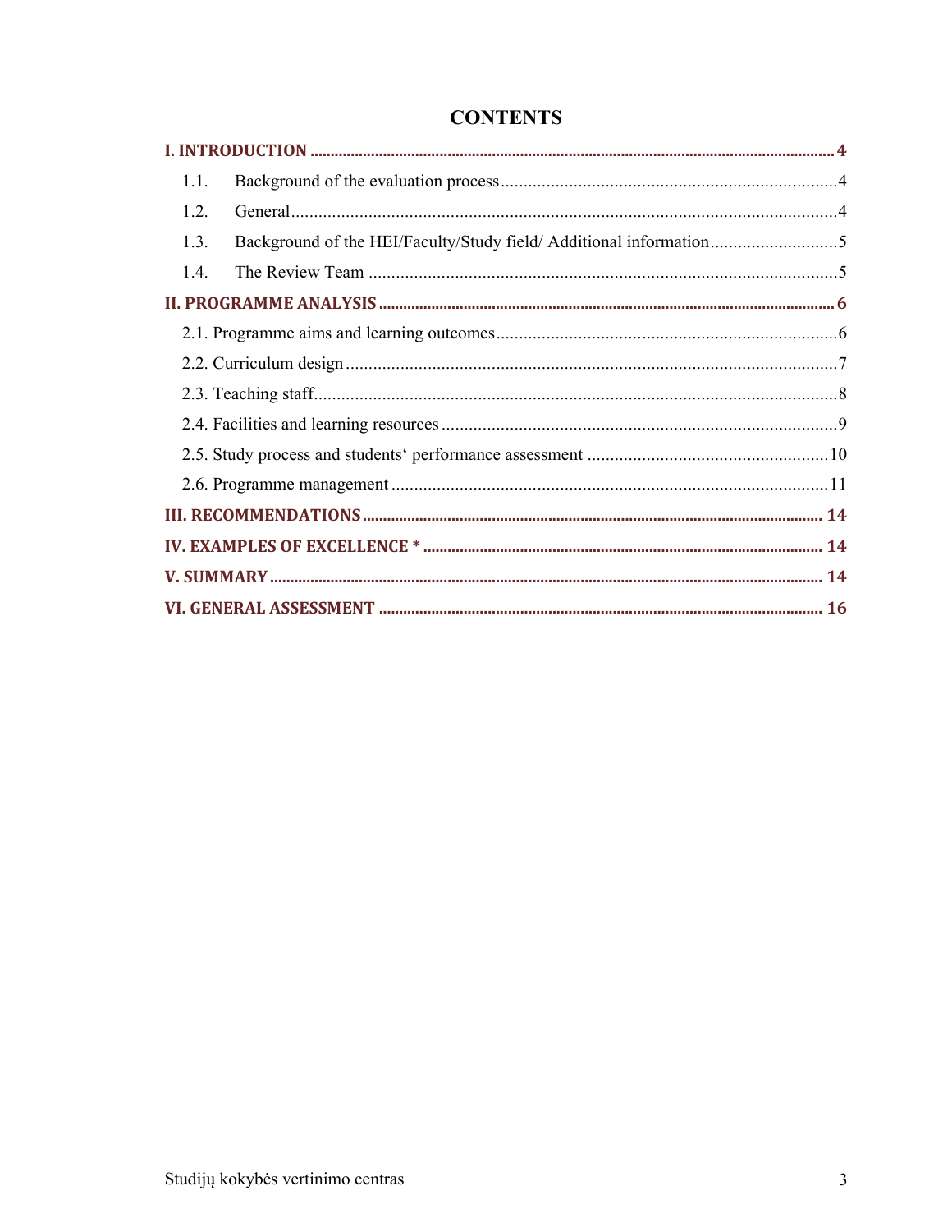# CONTENTS

I. INTRODUCTION ..... 4

- 1.1. Background of the evaluation process ..... 4
- 1.2. General ..... 4
- 1.3. Background of the HEI/Faculty/Study field/ Additional information ..... 5
- 1.4. The Review Team ..... 5

II. PROGRAMME ANALYSIS ..... 6

- 2.1. Programme aims and learning outcomes ..... 6
- 2.2. Curriculum design ..... 7
- 2.3. Teaching staff ..... 8
- 2.4. Facilities and learning resources ..... 9
- 2.5. Study process and students‘ performance assessment ..... 10
- 2.6. Programme management ..... 11

III. RECOMMENDATIONS ..... 14

IV. EXAMPLES OF EXCELLENCE * ..... 14

V. SUMMARY ..... 14

VI. GENERAL ASSESSMENT ..... 16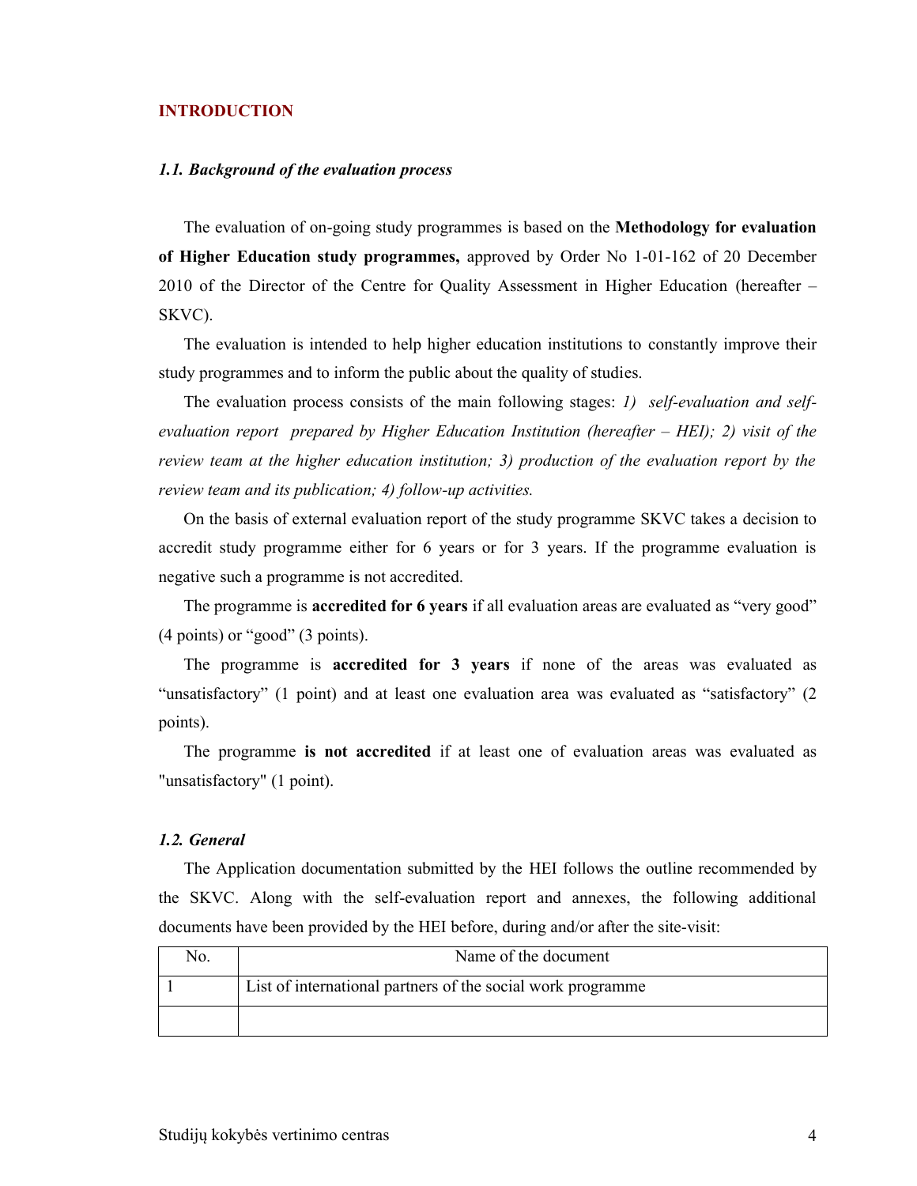## INTRODUCTION

### *1.1. Background of the evaluation process*

The evaluation of on-going study programmes is based on the **Methodology for evaluation of Higher Education study programmes,** approved by Order No 1-01-162 of 20 December 2010 of the Director of the Centre for Quality Assessment in Higher Education (hereafter – SKVC).

The evaluation is intended to help higher education institutions to constantly improve their study programmes and to inform the public about the quality of studies.

The evaluation process consists of the main following stages: *1) self-evaluation and self-evaluation report prepared by Higher Education Institution (hereafter – HEI); 2) visit of the review team at the higher education institution; 3) production of the evaluation report by the review team and its publication; 4) follow-up activities.*

On the basis of external evaluation report of the study programme SKVC takes a decision to accredit study programme either for 6 years or for 3 years. If the programme evaluation is negative such a programme is not accredited.

The programme is **accredited for 6 years** if all evaluation areas are evaluated as “very good” (4 points) or “good” (3 points).

The programme is **accredited for 3 years** if none of the areas was evaluated as “unsatisfactory” (1 point) and at least one evaluation area was evaluated as “satisfactory” (2 points).

The programme **is not accredited** if at least one of evaluation areas was evaluated as "unsatisfactory" (1 point).

### *1.2. General*

The Application documentation submitted by the HEI follows the outline recommended by the SKVC. Along with the self-evaluation report and annexes, the following additional documents have been provided by the HEI before, during and/or after the site-visit:

| No. | Name of the document |
|---|---|
| 1 | List of international partners of the social work programme |
| | |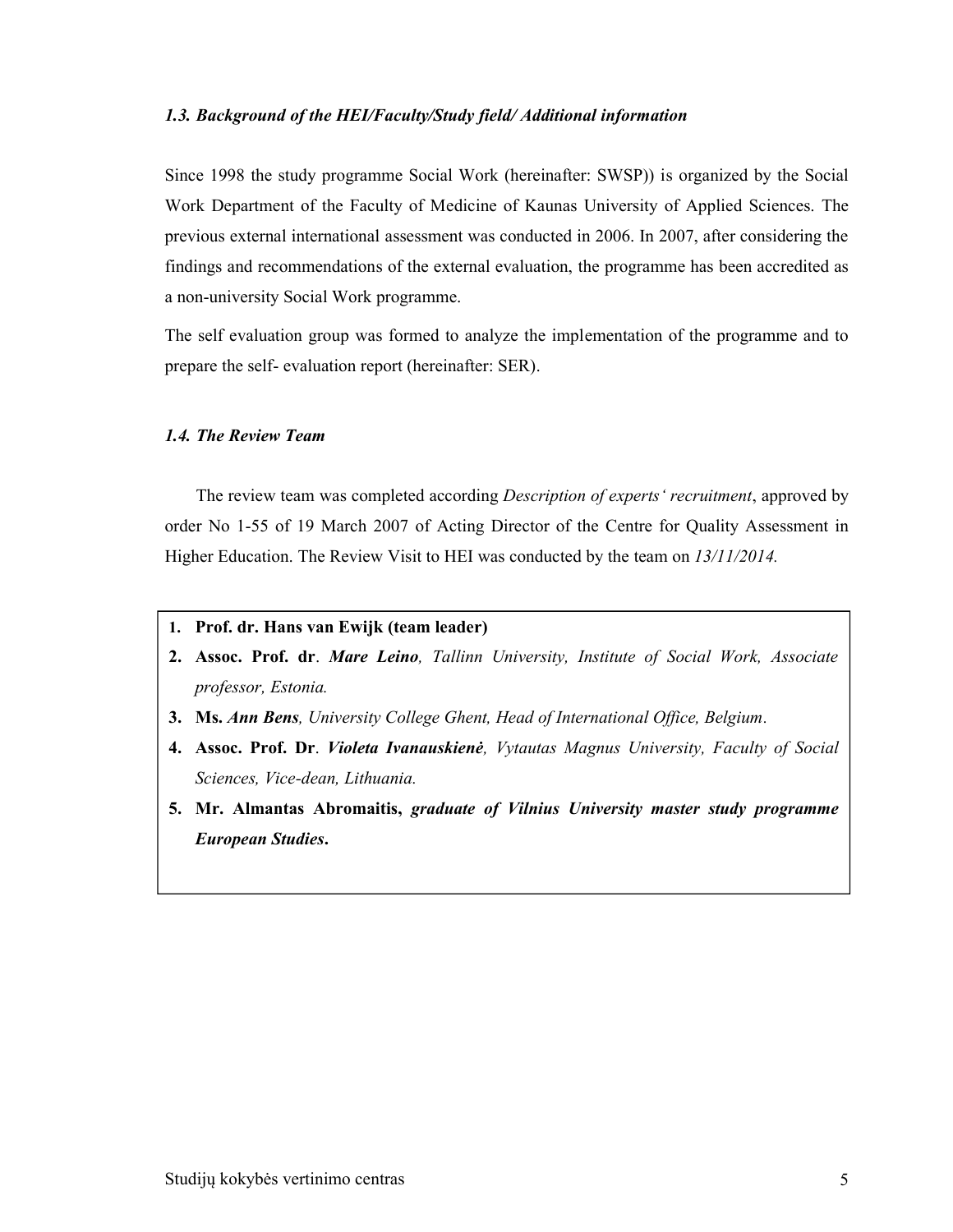### *1.3. Background of the HEI/Faculty/Study field/ Additional information*

Since 1998 the study programme Social Work (hereinafter: SWSP)) is organized by the Social Work Department of the Faculty of Medicine of Kaunas University of Applied Sciences. The previous external international assessment was conducted in 2006. In 2007, after considering the findings and recommendations of the external evaluation, the programme has been accredited as a non-university Social Work programme.

The self evaluation group was formed to analyze the implementation of the programme and to prepare the self- evaluation report (hereinafter: SER).

### *1.4. The Review Team*

The review team was completed according *Description of experts' recruitment*, approved by order No 1-55 of 19 March 2007 of Acting Director of the Centre for Quality Assessment in Higher Education. The Review Visit to HEI was conducted by the team on *13/11/2014.*

1. **Prof. dr. Hans van Ewijk (team leader)**
2. **Assoc. Prof. dr**. ***Mare Leino****, Tallinn University, Institute of Social Work, Associate professor, Estonia.*
3. **Ms.** ***Ann Bens****, University College Ghent, Head of International Office, Belgium*.
4. **Assoc. Prof. Dr**. ***Violeta Ivanauskienė****, Vytautas Magnus University, Faculty of Social Sciences, Vice-dean, Lithuania.*
5. **Mr. Almantas Abromaitis,** ***graduate of Vilnius University master study programme European Studies*****.**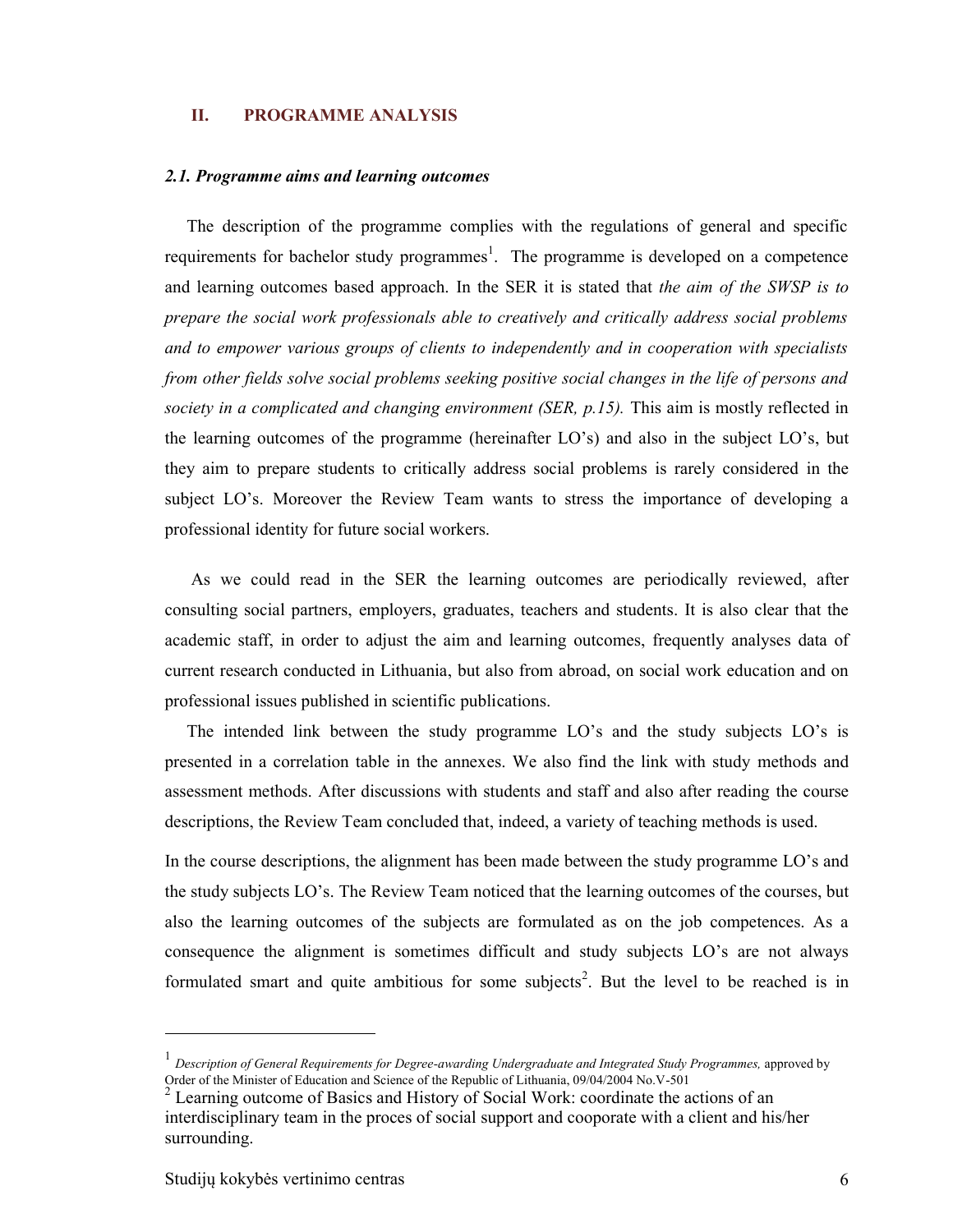## II. PROGRAMME ANALYSIS

### *2.1. Programme aims and learning outcomes*

The description of the programme complies with the regulations of general and specific requirements for bachelor study programmes[1]. The programme is developed on a competence and learning outcomes based approach. In the SER it is stated that *the aim of the SWSP is to prepare the social work professionals able to creatively and critically address social problems and to empower various groups of clients to independently and in cooperation with specialists from other fields solve social problems seeking positive social changes in the life of persons and society in a complicated and changing environment (SER, p.15).* This aim is mostly reflected in the learning outcomes of the programme (hereinafter LO's) and also in the subject LO's, but they aim to prepare students to critically address social problems is rarely considered in the subject LO's. Moreover the Review Team wants to stress the importance of developing a professional identity for future social workers.

As we could read in the SER the learning outcomes are periodically reviewed, after consulting social partners, employers, graduates, teachers and students. It is also clear that the academic staff, in order to adjust the aim and learning outcomes, frequently analyses data of current research conducted in Lithuania, but also from abroad, on social work education and on professional issues published in scientific publications.

The intended link between the study programme LO's and the study subjects LO's is presented in a correlation table in the annexes. We also find the link with study methods and assessment methods. After discussions with students and staff and also after reading the course descriptions, the Review Team concluded that, indeed, a variety of teaching methods is used.

In the course descriptions, the alignment has been made between the study programme LO's and the study subjects LO's. The Review Team noticed that the learning outcomes of the courses, but also the learning outcomes of the subjects are formulated as on the job competences. As a consequence the alignment is sometimes difficult and study subjects LO's are not always formulated smart and quite ambitious for some subjects[2]. But the level to be reached is in

---

[1] *Description of General Requirements for Degree-awarding Undergraduate and Integrated Study Programmes,* approved by Order of the Minister of Education and Science of the Republic of Lithuania, 09/04/2004 No.V-501

[2] Learning outcome of Basics and History of Social Work: coordinate the actions of an interdisciplinary team in the proces of social support and cooparate with a client and his/her surrounding.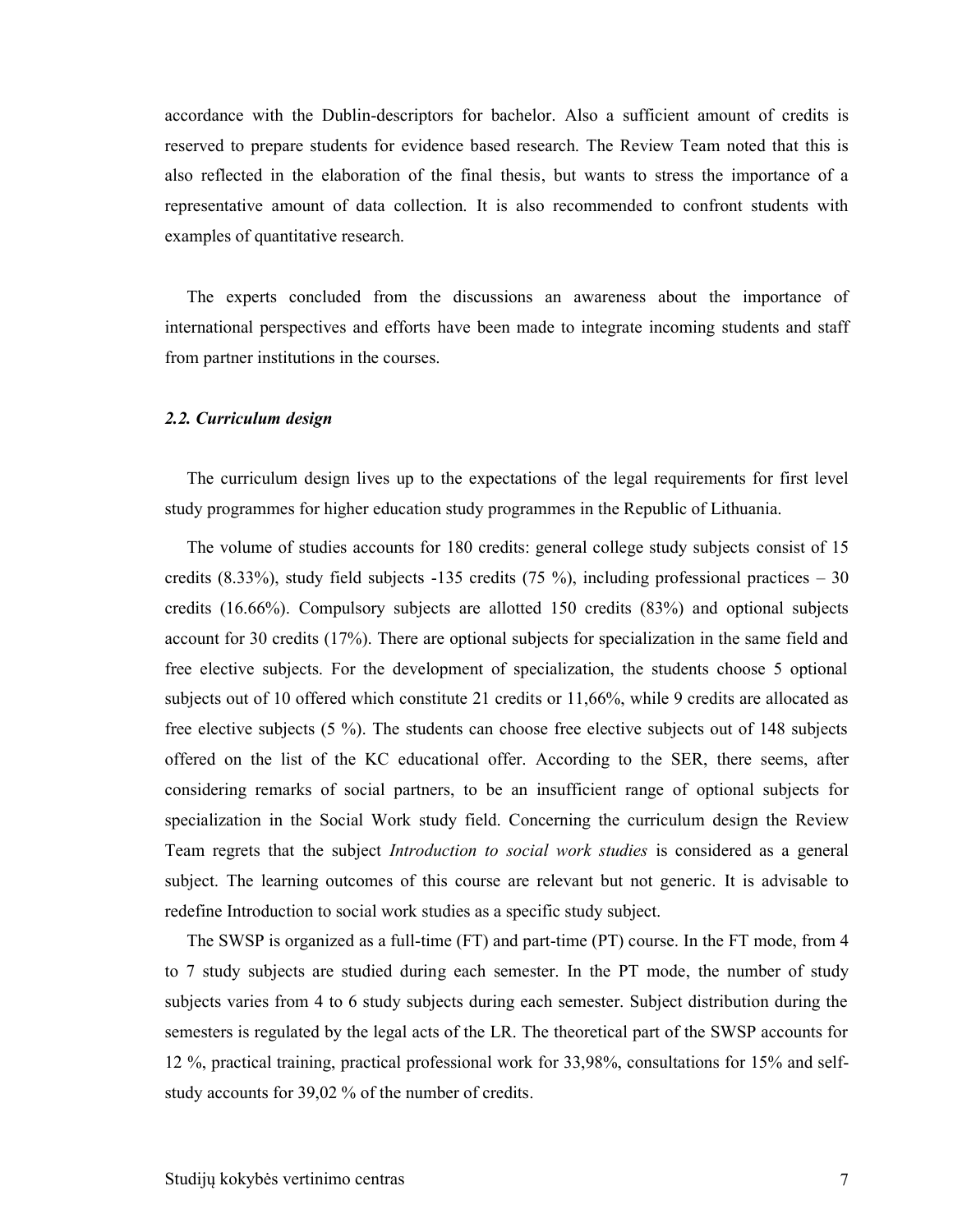accordance with the Dublin-descriptors for bachelor. Also a sufficient amount of credits is reserved to prepare students for evidence based research. The Review Team noted that this is also reflected in the elaboration of the final thesis, but wants to stress the importance of a representative amount of data collection. It is also recommended to confront students with examples of quantitative research.

The experts concluded from the discussions an awareness about the importance of international perspectives and efforts have been made to integrate incoming students and staff from partner institutions in the courses.

### *2.2. Curriculum design*

The curriculum design lives up to the expectations of the legal requirements for first level study programmes for higher education study programmes in the Republic of Lithuania.

The volume of studies accounts for 180 credits: general college study subjects consist of 15 credits (8.33%), study field subjects -135 credits (75 %), including professional practices – 30 credits (16.66%). Compulsory subjects are allotted 150 credits (83%) and optional subjects account for 30 credits (17%). There are optional subjects for specialization in the same field and free elective subjects. For the development of specialization, the students choose 5 optional subjects out of 10 offered which constitute 21 credits or 11,66%, while 9 credits are allocated as free elective subjects (5 %). The students can choose free elective subjects out of 148 subjects offered on the list of the KC educational offer. According to the SER, there seems, after considering remarks of social partners, to be an insufficient range of optional subjects for specialization in the Social Work study field. Concerning the curriculum design the Review Team regrets that the subject *Introduction to social work studies* is considered as a general subject. The learning outcomes of this course are relevant but not generic. It is advisable to redefine Introduction to social work studies as a specific study subject.

The SWSP is organized as a full-time (FT) and part-time (PT) course. In the FT mode, from 4 to 7 study subjects are studied during each semester. In the PT mode, the number of study subjects varies from 4 to 6 study subjects during each semester. Subject distribution during the semesters is regulated by the legal acts of the LR. The theoretical part of the SWSP accounts for 12 %, practical training, practical professional work for 33,98%, consultations for 15% and self-study accounts for 39,02 % of the number of credits.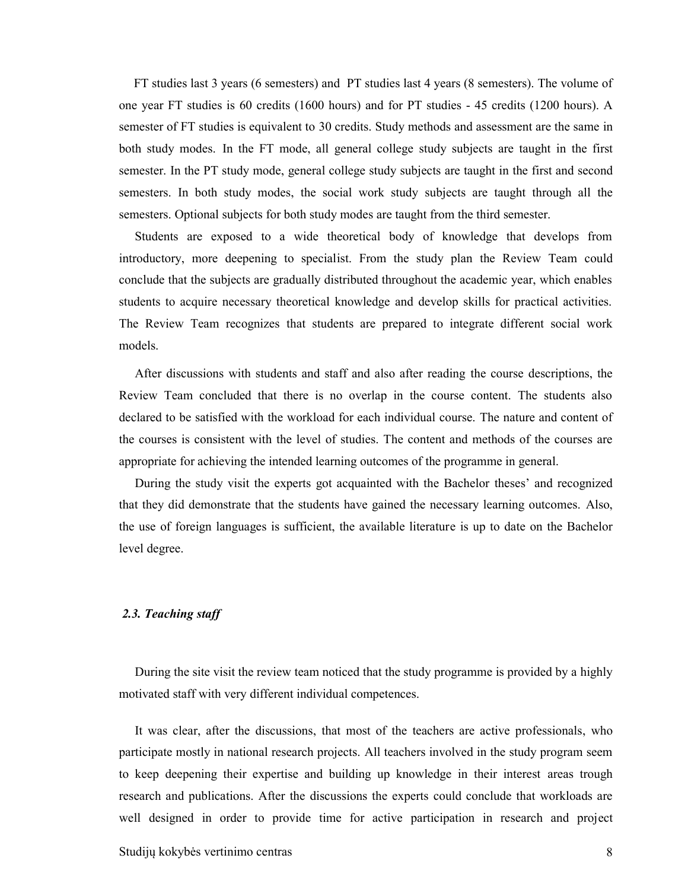FT studies last 3 years (6 semesters) and PT studies last 4 years (8 semesters). The volume of one year FT studies is 60 credits (1600 hours) and for PT studies - 45 credits (1200 hours). A semester of FT studies is equivalent to 30 credits. Study methods and assessment are the same in both study modes. In the FT mode, all general college study subjects are taught in the first semester. In the PT study mode, general college study subjects are taught in the first and second semesters. In both study modes, the social work study subjects are taught through all the semesters. Optional subjects for both study modes are taught from the third semester.

Students are exposed to a wide theoretical body of knowledge that develops from introductory, more deepening to specialist. From the study plan the Review Team could conclude that the subjects are gradually distributed throughout the academic year, which enables students to acquire necessary theoretical knowledge and develop skills for practical activities. The Review Team recognizes that students are prepared to integrate different social work models.

After discussions with students and staff and also after reading the course descriptions, the Review Team concluded that there is no overlap in the course content. The students also declared to be satisfied with the workload for each individual course. The nature and content of the courses is consistent with the level of studies. The content and methods of the courses are appropriate for achieving the intended learning outcomes of the programme in general.

During the study visit the experts got acquainted with the Bachelor theses' and recognized that they did demonstrate that the students have gained the necessary learning outcomes. Also, the use of foreign languages is sufficient, the available literature is up to date on the Bachelor level degree.

### *2.3. Teaching staff*

During the site visit the review team noticed that the study programme is provided by a highly motivated staff with very different individual competences.

It was clear, after the discussions, that most of the teachers are active professionals, who participate mostly in national research projects. All teachers involved in the study program seem to keep deepening their expertise and building up knowledge in their interest areas trough research and publications. After the discussions the experts could conclude that workloads are well designed in order to provide time for active participation in research and project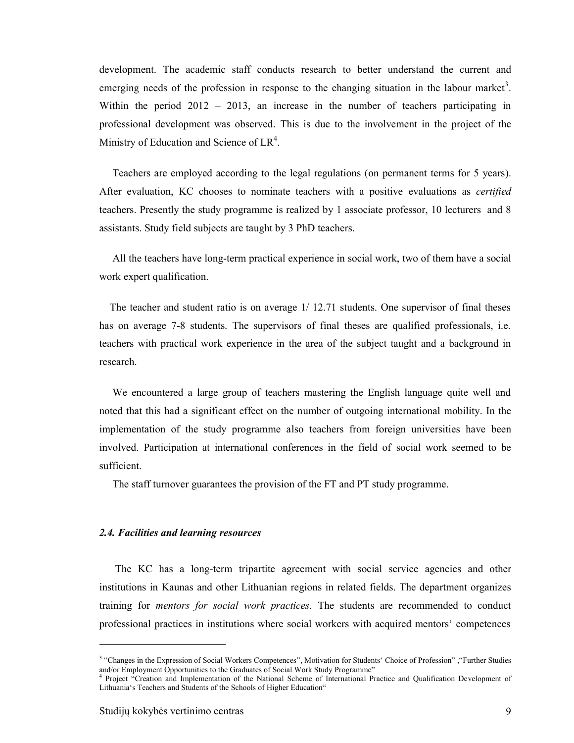development. The academic staff conducts research to better understand the current and emerging needs of the profession in response to the changing situation in the labour market[3]. Within the period 2012 – 2013, an increase in the number of teachers participating in professional development was observed. This is due to the involvement in the project of the Ministry of Education and Science of LR[4].

Teachers are employed according to the legal regulations (on permanent terms for 5 years). After evaluation, KC chooses to nominate teachers with a positive evaluations as *certified* teachers. Presently the study programme is realized by 1 associate professor, 10 lecturers and 8 assistants. Study field subjects are taught by 3 PhD teachers.

All the teachers have long-term practical experience in social work, two of them have a social work expert qualification.

The teacher and student ratio is on average 1/ 12.71 students. One supervisor of final theses has on average 7-8 students. The supervisors of final theses are qualified professionals, i.e. teachers with practical work experience in the area of the subject taught and a background in research.

We encountered a large group of teachers mastering the English language quite well and noted that this had a significant effect on the number of outgoing international mobility. In the implementation of the study programme also teachers from foreign universities have been involved. Participation at international conferences in the field of social work seemed to be sufficient.

The staff turnover guarantees the provision of the FT and PT study programme.

### *2.4. Facilities and learning resources*

The KC has a long-term tripartite agreement with social service agencies and other institutions in Kaunas and other Lithuanian regions in related fields. The department organizes training for *mentors for social work practices*. The students are recommended to conduct professional practices in institutions where social workers with acquired mentors‘ competences

---

[3] "Changes in the Expression of Social Workers Competences", Motivation for Students‘ Choice of Profession" ,"Further Studies and/or Employment Opportunities to the Graduates of Social Work Study Programme"

[4] Project "Creation and Implementation of the National Scheme of International Practice and Qualification Development of Lithuania‘s Teachers and Students of the Schools of Higher Education"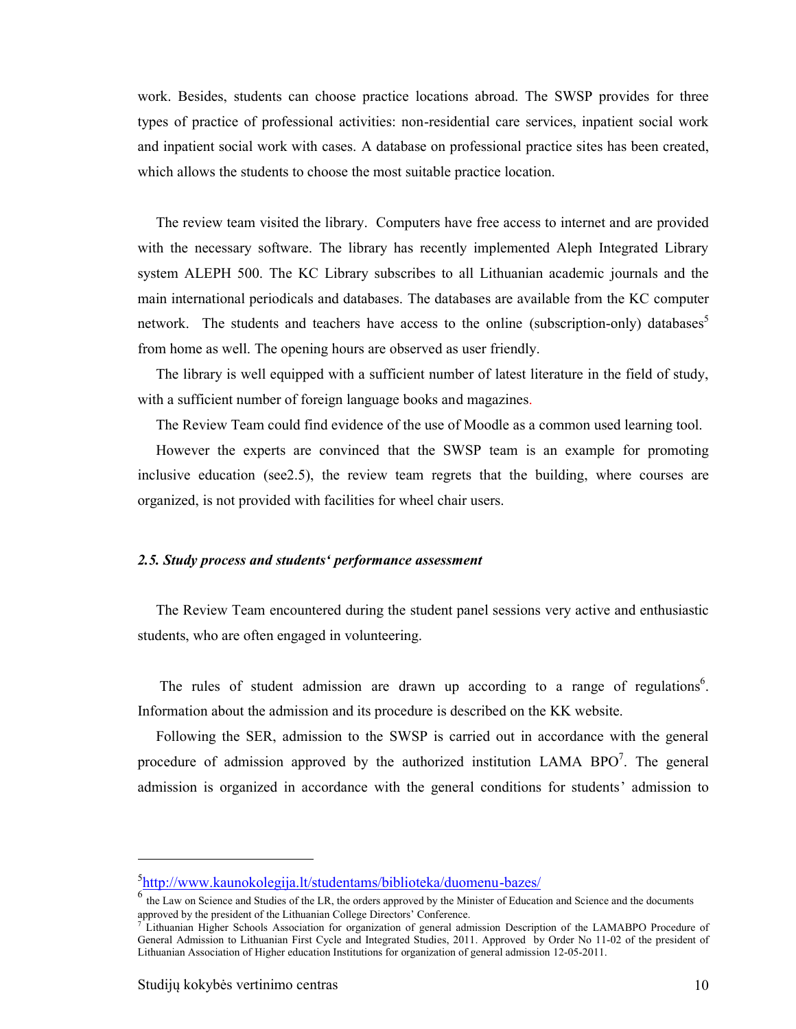work. Besides, students can choose practice locations abroad. The SWSP provides for three types of practice of professional activities: non-residential care services, inpatient social work and inpatient social work with cases. A database on professional practice sites has been created, which allows the students to choose the most suitable practice location.

The review team visited the library. Computers have free access to internet and are provided with the necessary software. The library has recently implemented Aleph Integrated Library system ALEPH 500. The KC Library subscribes to all Lithuanian academic journals and the main international periodicals and databases. The databases are available from the KC computer network. The students and teachers have access to the online (subscription-only) databases[5] from home as well. The opening hours are observed as user friendly.

The library is well equipped with a sufficient number of latest literature in the field of study, with a sufficient number of foreign language books and magazines.

The Review Team could find evidence of the use of Moodle as a common used learning tool.

However the experts are convinced that the SWSP team is an example for promoting inclusive education (see2.5), the review team regrets that the building, where courses are organized, is not provided with facilities for wheel chair users.

### *2.5. Study process and students' performance assessment*

The Review Team encountered during the student panel sessions very active and enthusiastic students, who are often engaged in volunteering.

The rules of student admission are drawn up according to a range of regulations[6]. Information about the admission and its procedure is described on the KK website.

Following the SER, admission to the SWSP is carried out in accordance with the general procedure of admission approved by the authorized institution LAMA BPO[7]. The general admission is organized in accordance with the general conditions for students' admission to

---

[5] http://www.kaunokolegija.lt/studentams/biblioteka/duomenu-bazes/

[6] the Law on Science and Studies of the LR, the orders approved by the Minister of Education and Science and the documents approved by the president of the Lithuanian College Directors' Conference.

[7] Lithuanian Higher Schools Association for organization of general admission Description of the LAMABPO Procedure of General Admission to Lithuanian First Cycle and Integrated Studies, 2011. Approved by Order No 11-02 of the president of Lithuanian Association of Higher education Institutions for organization of general admission 12-05-2011.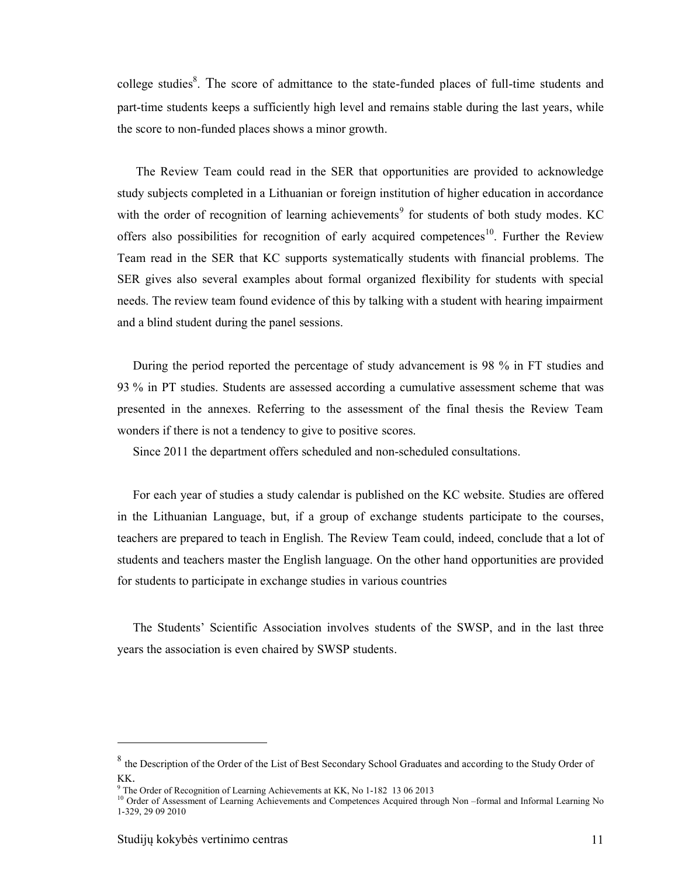college studies[8]. The score of admittance to the state-funded places of full-time students and part-time students keeps a sufficiently high level and remains stable during the last years, while the score to non-funded places shows a minor growth.

The Review Team could read in the SER that opportunities are provided to acknowledge study subjects completed in a Lithuanian or foreign institution of higher education in accordance with the order of recognition of learning achievements[9] for students of both study modes. KC offers also possibilities for recognition of early acquired competences[10]. Further the Review Team read in the SER that KC supports systematically students with financial problems. The SER gives also several examples about formal organized flexibility for students with special needs. The review team found evidence of this by talking with a student with hearing impairment and a blind student during the panel sessions.

During the period reported the percentage of study advancement is 98 % in FT studies and 93 % in PT studies. Students are assessed according a cumulative assessment scheme that was presented in the annexes. Referring to the assessment of the final thesis the Review Team wonders if there is not a tendency to give to positive scores.

Since 2011 the department offers scheduled and non-scheduled consultations.

For each year of studies a study calendar is published on the KC website. Studies are offered in the Lithuanian Language, but, if a group of exchange students participate to the courses, teachers are prepared to teach in English. The Review Team could, indeed, conclude that a lot of students and teachers master the English language. On the other hand opportunities are provided for students to participate in exchange studies in various countries

The Students' Scientific Association involves students of the SWSP, and in the last three years the association is even chaired by SWSP students.

---

[8] the Description of the Order of the List of Best Secondary School Graduates and according to the Study Order of KK.

[9] The Order of Recognition of Learning Achievements at KK, No 1-182 13 06 2013

[10] Order of Assessment of Learning Achievements and Competences Acquired through Non –formal and Informal Learning No 1-329, 29 09 2010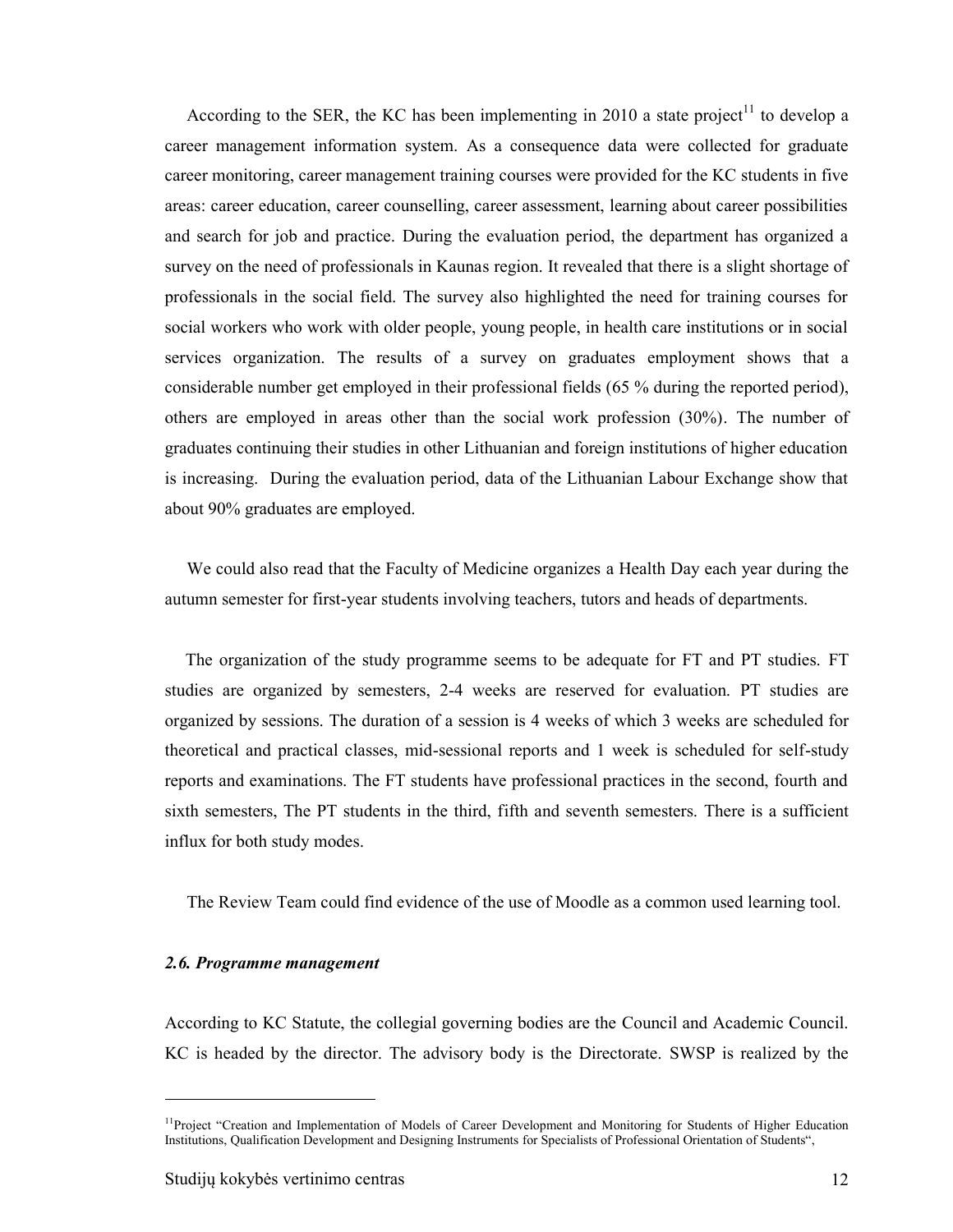According to the SER, the KC has been implementing in 2010 a state project[11] to develop a career management information system. As a consequence data were collected for graduate career monitoring, career management training courses were provided for the KC students in five areas: career education, career counselling, career assessment, learning about career possibilities and search for job and practice. During the evaluation period, the department has organized a survey on the need of professionals in Kaunas region. It revealed that there is a slight shortage of professionals in the social field. The survey also highlighted the need for training courses for social workers who work with older people, young people, in health care institutions or in social services organization. The results of a survey on graduates employment shows that a considerable number get employed in their professional fields (65 % during the reported period), others are employed in areas other than the social work profession (30%). The number of graduates continuing their studies in other Lithuanian and foreign institutions of higher education is increasing. During the evaluation period, data of the Lithuanian Labour Exchange show that about 90% graduates are employed.

We could also read that the Faculty of Medicine organizes a Health Day each year during the autumn semester for first-year students involving teachers, tutors and heads of departments.

The organization of the study programme seems to be adequate for FT and PT studies. FT studies are organized by semesters, 2-4 weeks are reserved for evaluation. PT studies are organized by sessions. The duration of a session is 4 weeks of which 3 weeks are scheduled for theoretical and practical classes, mid-sessional reports and 1 week is scheduled for self-study reports and examinations. The FT students have professional practices in the second, fourth and sixth semesters, The PT students in the third, fifth and seventh semesters. There is a sufficient influx for both study modes.

The Review Team could find evidence of the use of Moodle as a common used learning tool.

### *2.6. Programme management*

According to KC Statute, the collegial governing bodies are the Council and Academic Council. KC is headed by the director. The advisory body is the Directorate. SWSP is realized by the

[11]Project "Creation and Implementation of Models of Career Development and Monitoring for Students of Higher Education Institutions, Qualification Development and Designing Instruments for Specialists of Professional Orientation of Students",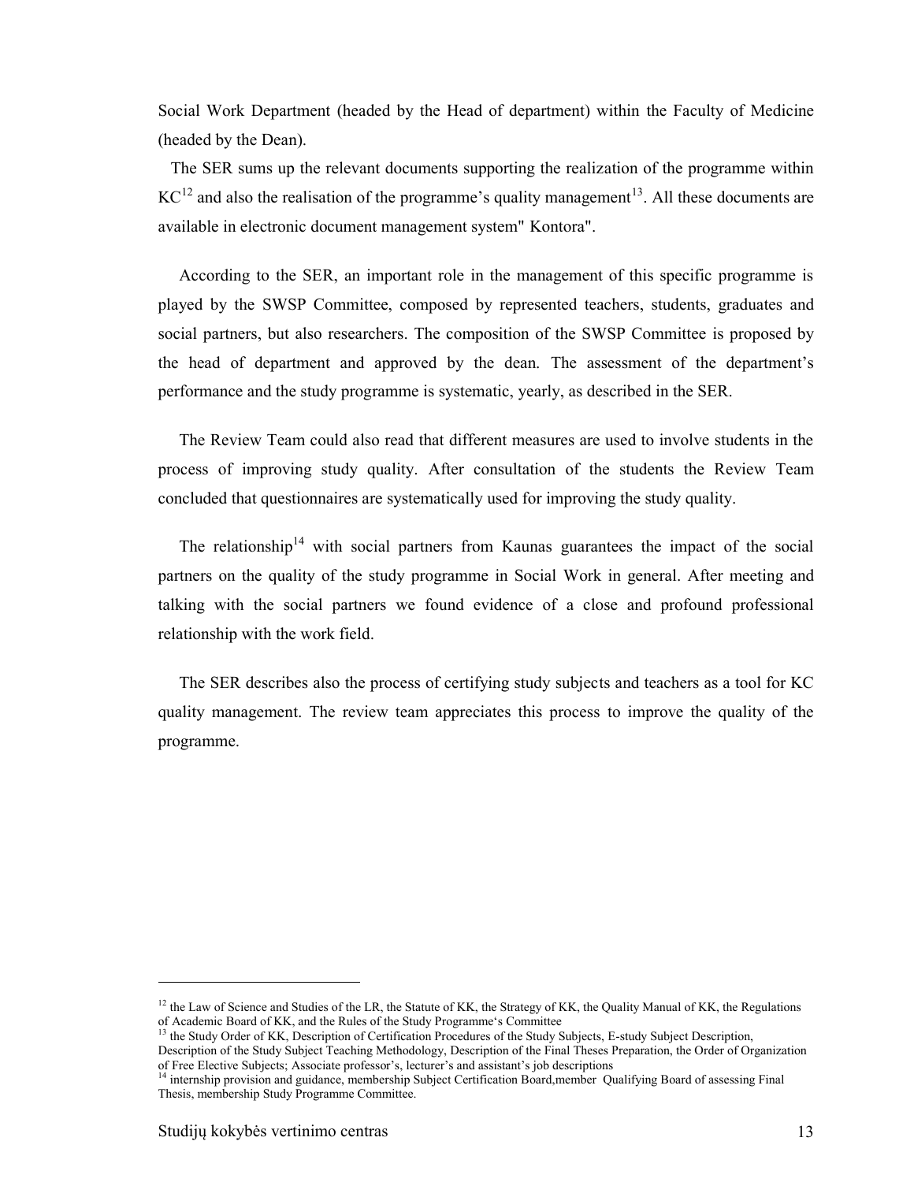Social Work Department (headed by the Head of department) within the Faculty of Medicine (headed by the Dean).

The SER sums up the relevant documents supporting the realization of the programme within KC[12] and also the realisation of the programme's quality management[13]. All these documents are available in electronic document management system" Kontora".

According to the SER, an important role in the management of this specific programme is played by the SWSP Committee, composed by represented teachers, students, graduates and social partners, but also researchers. The composition of the SWSP Committee is proposed by the head of department and approved by the dean. The assessment of the department's performance and the study programme is systematic, yearly, as described in the SER.

The Review Team could also read that different measures are used to involve students in the process of improving study quality. After consultation of the students the Review Team concluded that questionnaires are systematically used for improving the study quality.

The relationship[14] with social partners from Kaunas guarantees the impact of the social partners on the quality of the study programme in Social Work in general. After meeting and talking with the social partners we found evidence of a close and profound professional relationship with the work field.

The SER describes also the process of certifying study subjects and teachers as a tool for KC quality management. The review team appreciates this process to improve the quality of the programme.

---

[12] the Law of Science and Studies of the LR, the Statute of KK, the Strategy of KK, the Quality Manual of KK, the Regulations of Academic Board of KK, and the Rules of the Study Programme's Committee

[13] the Study Order of KK, Description of Certification Procedures of the Study Subjects, E-study Subject Description, Description of the Study Subject Teaching Methodology, Description of the Final Theses Preparation, the Order of Organization of Free Elective Subjects; Associate professor's, lecturer's and assistant's job descriptions

[14] internship provision and guidance, membership Subject Certification Board,member Qualifying Board of assessing Final Thesis, membership Study Programme Committee.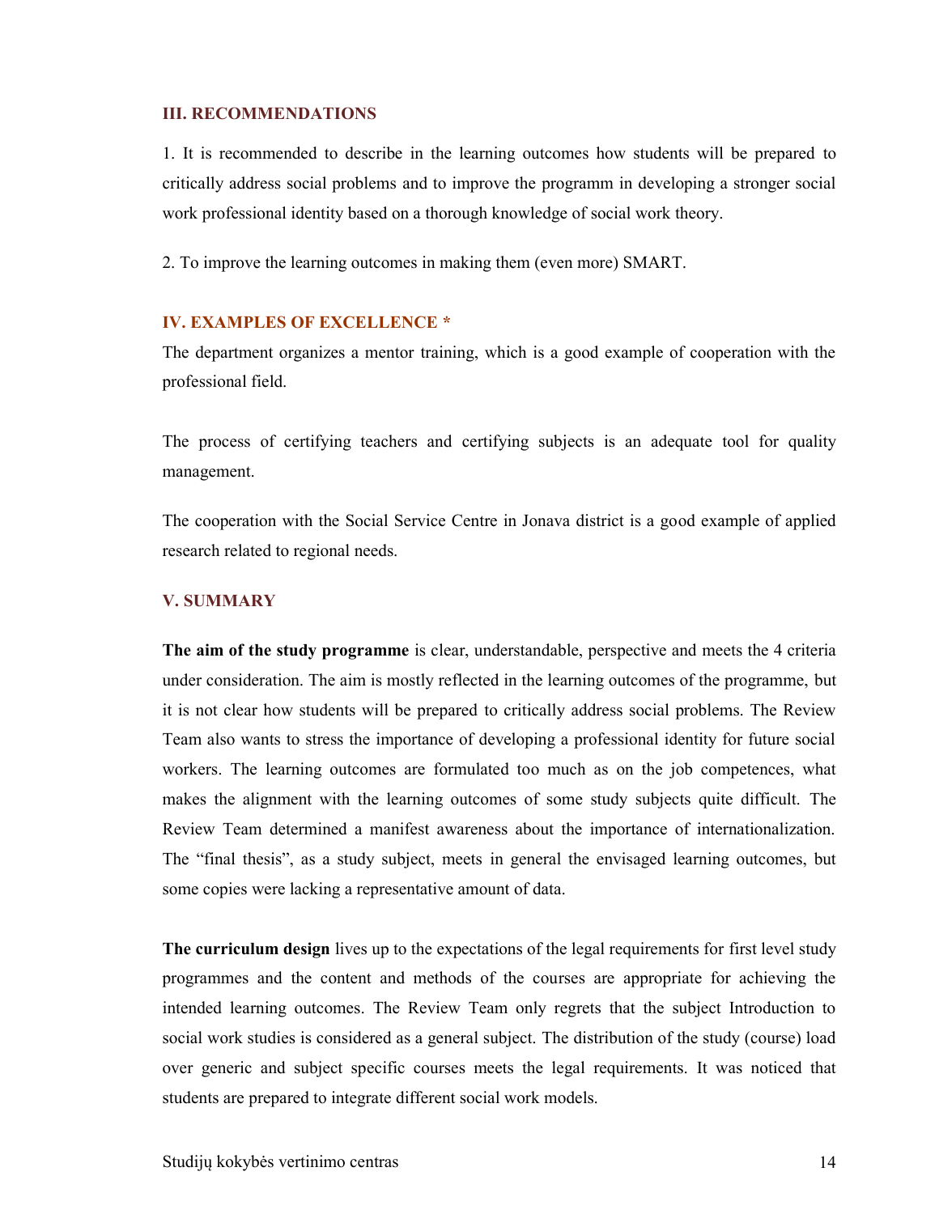## III. RECOMMENDATIONS

1. It is recommended to describe in the learning outcomes how students will be prepared to critically address social problems and to improve the programm in developing a stronger social work professional identity based on a thorough knowledge of social work theory.

2. To improve the learning outcomes in making them (even more) SMART.

## IV. EXAMPLES OF EXCELLENCE *

The department organizes a mentor training, which is a good example of cooperation with the professional field.

The process of certifying teachers and certifying subjects is an adequate tool for quality management.

The cooperation with the Social Service Centre in Jonava district is a good example of applied research related to regional needs.

## V. SUMMARY

**The aim of the study programme** is clear, understandable, perspective and meets the 4 criteria under consideration. The aim is mostly reflected in the learning outcomes of the programme, but it is not clear how students will be prepared to critically address social problems. The Review Team also wants to stress the importance of developing a professional identity for future social workers. The learning outcomes are formulated too much as on the job competences, what makes the alignment with the learning outcomes of some study subjects quite difficult. The Review Team determined a manifest awareness about the importance of internationalization. The "final thesis", as a study subject, meets in general the envisaged learning outcomes, but some copies were lacking a representative amount of data.

**The curriculum design** lives up to the expectations of the legal requirements for first level study programmes and the content and methods of the courses are appropriate for achieving the intended learning outcomes. The Review Team only regrets that the subject Introduction to social work studies is considered as a general subject. The distribution of the study (course) load over generic and subject specific courses meets the legal requirements. It was noticed that students are prepared to integrate different social work models.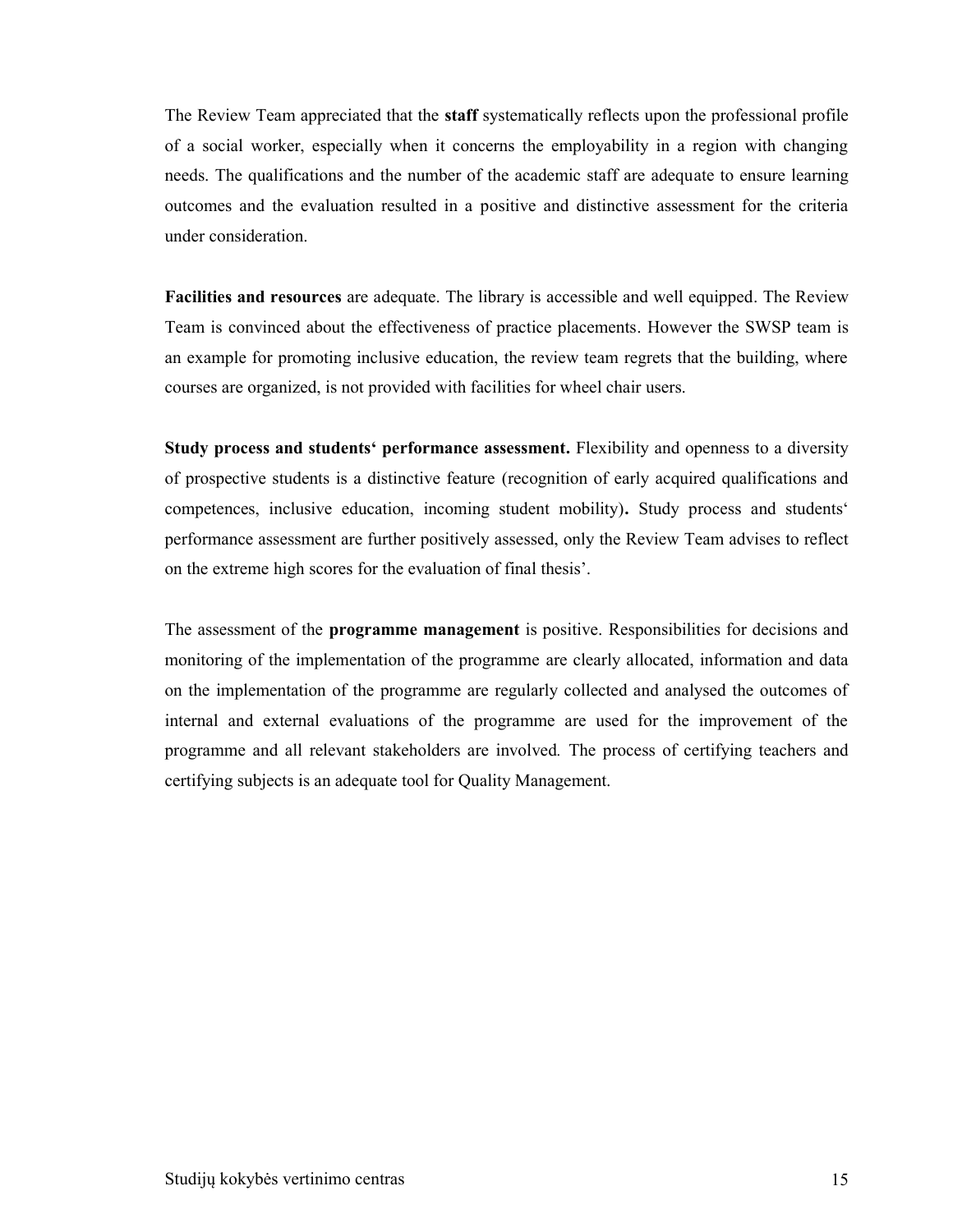The Review Team appreciated that the **staff** systematically reflects upon the professional profile of a social worker, especially when it concerns the employability in a region with changing needs. The qualifications and the number of the academic staff are adequate to ensure learning outcomes and the evaluation resulted in a positive and distinctive assessment for the criteria under consideration.

**Facilities and resources** are adequate. The library is accessible and well equipped. The Review Team is convinced about the effectiveness of practice placements. However the SWSP team is an example for promoting inclusive education, the review team regrets that the building, where courses are organized, is not provided with facilities for wheel chair users.

**Study process and students‘ performance assessment.** Flexibility and openness to a diversity of prospective students is a distinctive feature (recognition of early acquired qualifications and competences, inclusive education, incoming student mobility)**.** Study process and students‘ performance assessment are further positively assessed, only the Review Team advises to reflect on the extreme high scores for the evaluation of final thesis'.

The assessment of the **programme management** is positive. Responsibilities for decisions and monitoring of the implementation of the programme are clearly allocated, information and data on the implementation of the programme are regularly collected and analysed the outcomes of internal and external evaluations of the programme are used for the improvement of the programme and all relevant stakeholders are involved*.* The process of certifying teachers and certifying subjects is an adequate tool for Quality Management.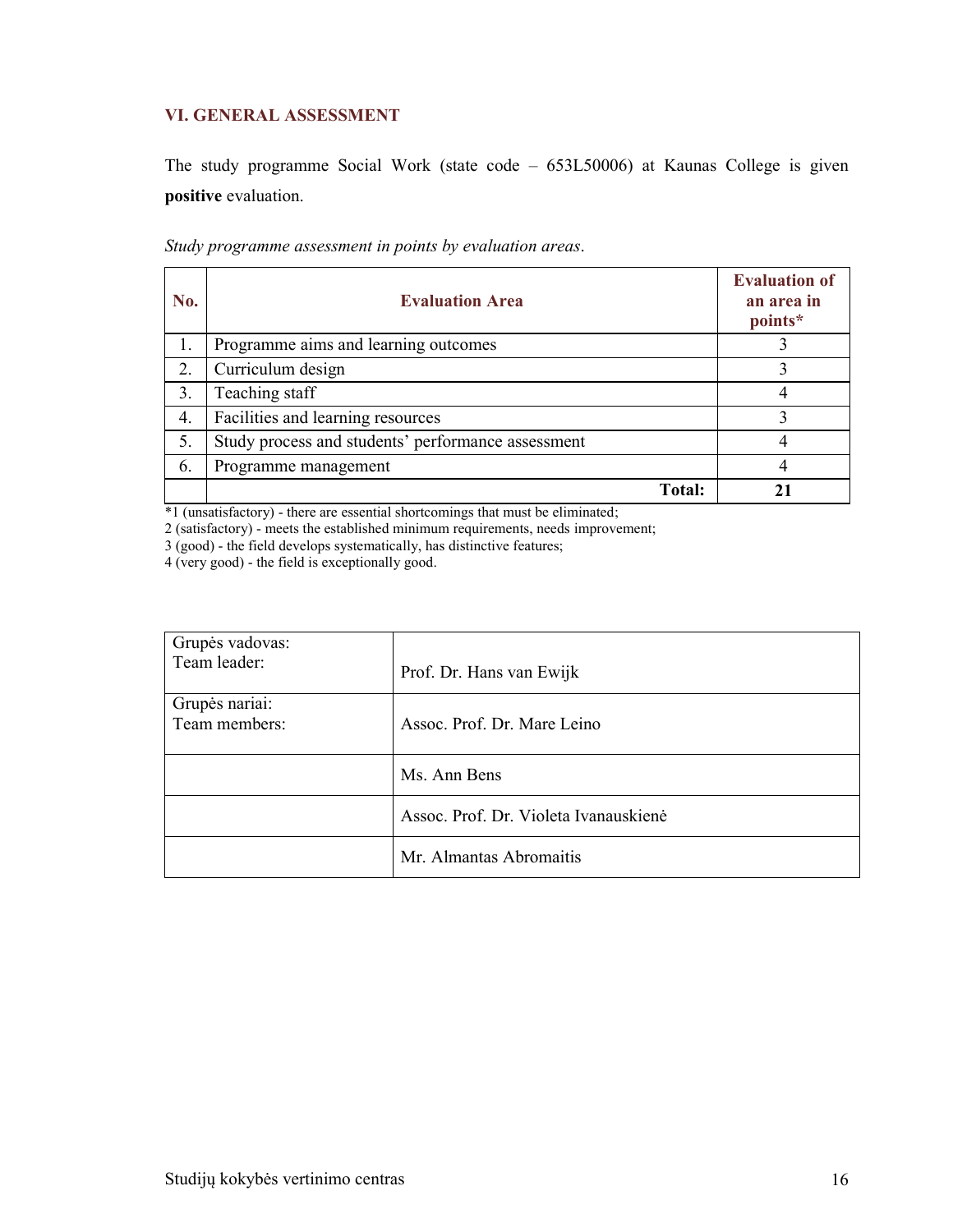## VI. GENERAL ASSESSMENT

The study programme Social Work (state code – 653L50006) at Kaunas College is given **positive** evaluation.

*Study programme assessment in points by evaluation areas*.

| No. | Evaluation Area | Evaluation of an area in points* |
|---|---|---|
| 1. | Programme aims and learning outcomes | 3 |
| 2. | Curriculum design | 3 |
| 3. | Teaching staff | 4 |
| 4. | Facilities and learning resources | 3 |
| 5. | Study process and students' performance assessment | 4 |
| 6. | Programme management | 4 |
| | **Total:** | **21** |

*1 (unsatisfactory) - there are essential shortcomings that must be eliminated;
2 (satisfactory) - meets the established minimum requirements, needs improvement;
3 (good) - the field develops systematically, has distinctive features;
4 (very good) - the field is exceptionally good.

| | |
|---|---|
| Grupės vadovas:<br>Team leader: | Prof. Dr. Hans van Ewijk |
| Grupės nariai:<br>Team members: | Assoc. Prof. Dr. Mare Leino |
| | Ms. Ann Bens |
| | Assoc. Prof. Dr. Violeta Ivanauskienė |
| | Mr. Almantas Abromaitis |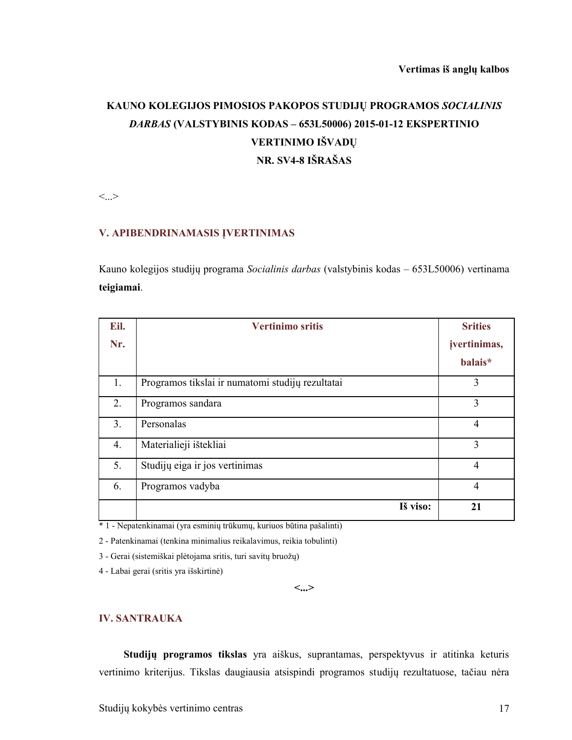**Vertimas iš anglų kalbos**

# KAUNO KOLEGIJOS PIMOSIOS PAKOPOS STUDIJŲ PROGRAMOS *SOCIALINIS DARBAS* (VALSTYBINIS KODAS – 653L50006) 2015-01-12 EKSPERTINIO VERTINIMO IŠVADŲ NR. SV4-8 IŠRAŠAS

<...>

## V. APIBENDRINAMASIS ĮVERTINIMAS

Kauno kolegijos studijų programa *Socialinis darbas* (valstybinis kodas – 653L50006) vertinama **teigiamai**.

| Eil. Nr. | Vertinimo sritis | Srities įvertinimas, balais* |
|---|---|---|
| 1. | Programos tikslai ir numatomi studijų rezultatai | 3 |
| 2. | Programos sandara | 3 |
| 3. | Personalas | 4 |
| 4. | Materialieji ištekliai | 3 |
| 5. | Studijų eiga ir jos vertinimas | 4 |
| 6. | Programos vadyba | 4 |
| | **Iš viso:** | **21** |

\* 1 - Nepatenkinamai (yra esminių trūkumų, kuriuos būtina pašalinti)

2 - Patenkinamai (tenkina minimalius reikalavimus, reikia tobulinti)

3 - Gerai (sistemiškai plėtojama sritis, turi savitų bruožų)

4 - Labai gerai (sritis yra išskirtinė)

<...>

## IV. SANTRAUKA

**Studijų programos tikslas** yra aiškus, suprantamas, perspektyvus ir atitinka keturis vertinimo kriterijus. Tikslas daugiausia atsispindi programos studijų rezultatuose, tačiau nėra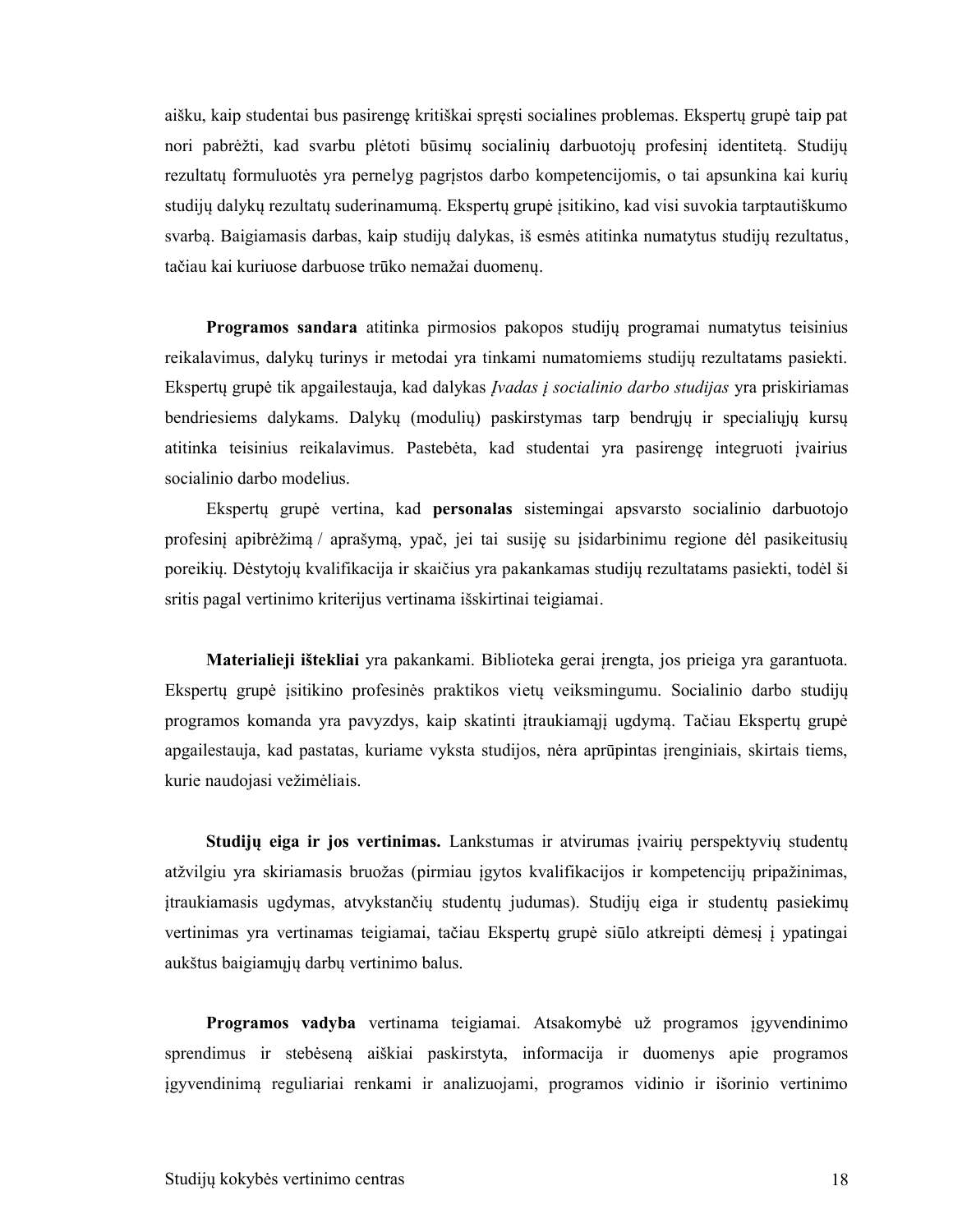aišku, kaip studentai bus pasirengę kritiškai spręsti socialines problemas. Ekspertų grupė taip pat nori pabrėžti, kad svarbu plėtoti būsimų socialinių darbuotojų profesinį identitetą. Studijų rezultatų formuluotės yra pernelyg pagrįstos darbo kompetencijomis, o tai apsunkina kai kurių studijų dalykų rezultatų suderinamumą. Ekspertų grupė įsitikino, kad visi suvokia tarptautiškumo svarbą. Baigiamasis darbas, kaip studijų dalykas, iš esmės atitinka numatytus studijų rezultatus, tačiau kai kuriuose darbuose trūko nemažai duomenų.

**Programos sandara** atitinka pirmosios pakopos studijų programai numatytus teisinius reikalavimus, dalykų turinys ir metodai yra tinkami numatomiems studijų rezultatams pasiekti. Ekspertų grupė tik apgailestauja, kad dalykas *Įvadas į socialinio darbo studijas* yra priskiriamas bendriesiems dalykams. Dalykų (modulių) paskirstymas tarp bendrųjų ir specialiųjų kursų atitinka teisinius reikalavimus. Pastebėta, kad studentai yra pasirengę integruoti įvairius socialinio darbo modelius.

Ekspertų grupė vertina, kad **personalas** sistemingai apsvarsto socialinio darbuotojo profesinį apibrėžimą / aprašymą, ypač, jei tai susiję su įsidarbinimu regione dėl pasikeitusių poreikių. Dėstytojų kvalifikacija ir skaičius yra pakankamas studijų rezultatams pasiekti, todėl ši sritis pagal vertinimo kriterijus vertinama išskirtinai teigiamai.

**Materialieji ištekliai** yra pakankami. Biblioteka gerai įrengta, jos prieiga yra garantuota. Ekspertų grupė įsitikino profesinės praktikos vietų veiksmingumu. Socialinio darbo studijų programos komanda yra pavyzdys, kaip skatinti įtraukiamąjį ugdymą. Tačiau Ekspertų grupė apgailestauja, kad pastatas, kuriame vyksta studijos, nėra aprūpintas įrenginiais, skirtais tiems, kurie naudojasi vežimėliais.

**Studijų eiga ir jos vertinimas.** Lankstumas ir atvirumas įvairių perspektyvių studentų atžvilgiu yra skiriamasis bruožas (pirmiau įgytos kvalifikacijos ir kompetencijų pripažinimas, įtraukiamasis ugdymas, atvykstančių studentų judumas). Studijų eiga ir studentų pasiekimų vertinimas yra vertinamas teigiamai, tačiau Ekspertų grupė siūlo atkreipti dėmesį į ypatingai aukštus baigiamųjų darbų vertinimo balus.

**Programos vadyba** vertinama teigiamai. Atsakomybė už programos įgyvendinimo sprendimus ir stebėseną aiškiai paskirstyta, informacija ir duomenys apie programos įgyvendinimą reguliariai renkami ir analizuojami, programos vidinio ir išorinio vertinimo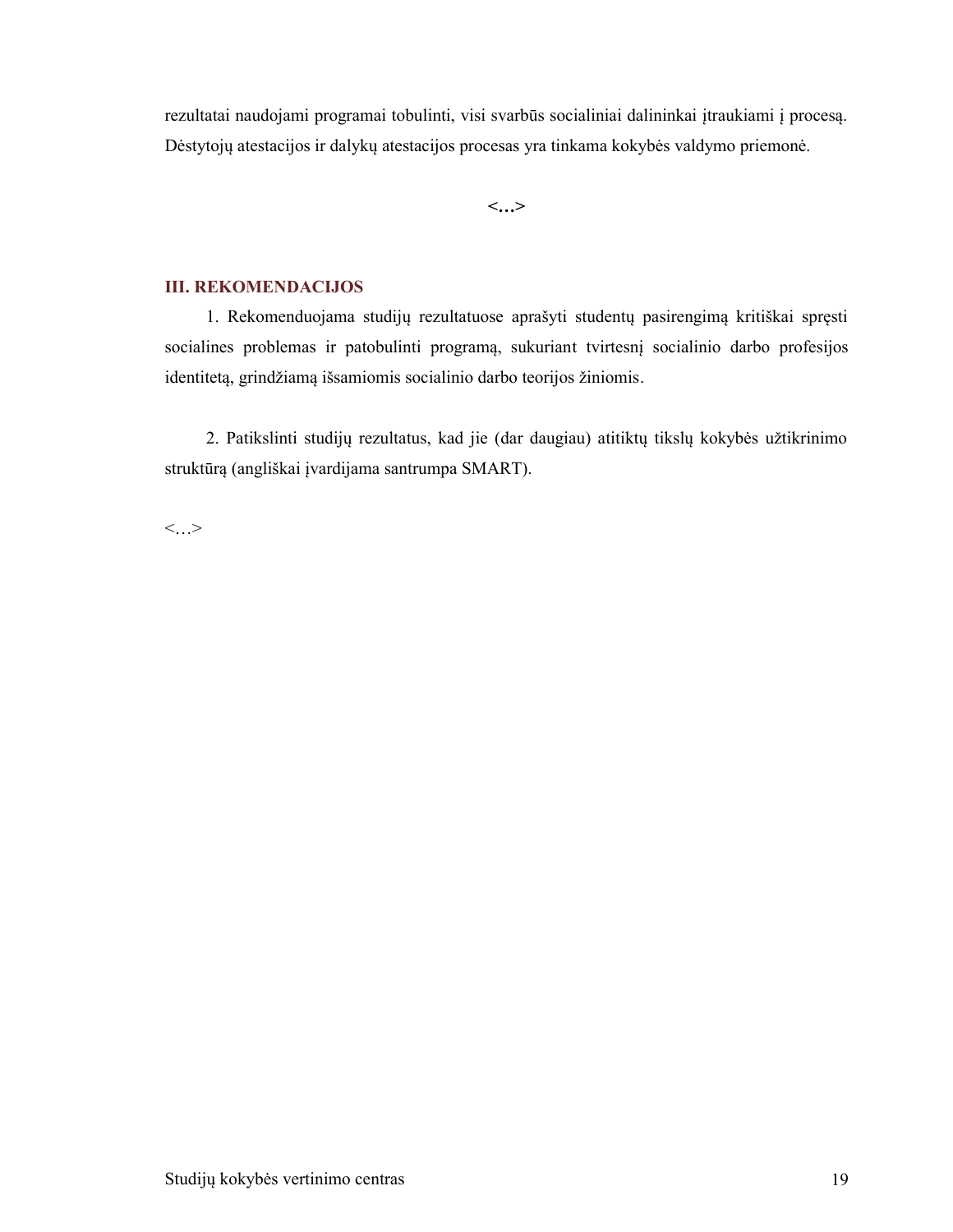rezultatai naudojami programai tobulinti, visi svarbūs socialiniai dalininkai įtraukiami į procesą. Dėstytojų atestacijos ir dalykų atestacijos procesas yra tinkama kokybės valdymo priemonė.

**<…>**

## III. REKOMENDACIJOS

1. Rekomenduojama studijų rezultatuose aprašyti studentų pasirengimą kritiškai spręsti socialines problemas ir patobulinti programą, sukuriant tvirtesnį socialinio darbo profesijos identitetą, grindžiamą išsamiomis socialinio darbo teorijos žiniomis.

2. Patikslinti studijų rezultatus, kad jie (dar daugiau) atitiktų tikslų kokybės užtikrinimo struktūrą (angliškai įvardijama santrumpa SMART).

<…>